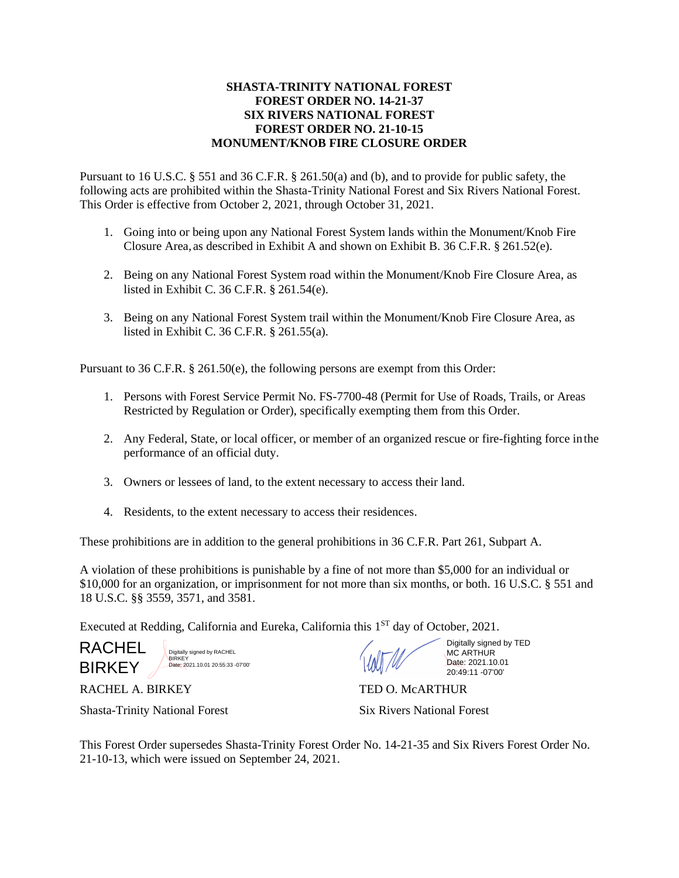**SHASTA-TRINITY NATIONAL FOREST**
**FOREST ORDER NO. 14-21-37**
**SIX RIVERS NATIONAL FOREST**
**FOREST ORDER NO. 21-10-15**
**MONUMENT/KNOB FIRE CLOSURE ORDER**

Pursuant to 16 U.S.C. § 551 and 36 C.F.R. § 261.50(a) and (b), and to provide for public safety, the following acts are prohibited within the Shasta-Trinity National Forest and Six Rivers National Forest. This Order is effective from October 2, 2021, through October 31, 2021.

1. Going into or being upon any National Forest System lands within the Monument/Knob Fire Closure Area, as described in Exhibit A and shown on Exhibit B. 36 C.F.R. § 261.52(e).

2. Being on any National Forest System road within the Monument/Knob Fire Closure Area, as listed in Exhibit C. 36 C.F.R. § 261.54(e).

3. Being on any National Forest System trail within the Monument/Knob Fire Closure Area, as listed in Exhibit C. 36 C.F.R. § 261.55(a).

Pursuant to 36 C.F.R. § 261.50(e), the following persons are exempt from this Order:

1. Persons with Forest Service Permit No. FS-7700-48 (Permit for Use of Roads, Trails, or Areas Restricted by Regulation or Order), specifically exempting them from this Order.

2. Any Federal, State, or local officer, or member of an organized rescue or fire-fighting force in the performance of an official duty.

3. Owners or lessees of land, to the extent necessary to access their land.

4. Residents, to the extent necessary to access their residences.

These prohibitions are in addition to the general prohibitions in 36 C.F.R. Part 261, Subpart A.

A violation of these prohibitions is punishable by a fine of not more than $5,000 for an individual or $10,000 for an organization, or imprisonment for not more than six months, or both. 16 U.S.C. § 551 and 18 U.S.C. §§ 3559, 3571, and 3581.

Executed at Redding, California and Eureka, California this 1ST day of October, 2021.

RACHEL BIRKEY — Digitally signed by RACHEL BIRKEY Date: 2021.10.01 20:55:33 -07'00'

Digitally signed by TED MC ARTHUR Date: 2021.10.01 20:49:11 -07'00'

RACHEL A. BIRKEY
Shasta-Trinity National Forest

TED O. McARTHUR
Six Rivers National Forest

This Forest Order supersedes Shasta-Trinity Forest Order No. 14-21-35 and Six Rivers Forest Order No. 21-10-13, which were issued on September 24, 2021.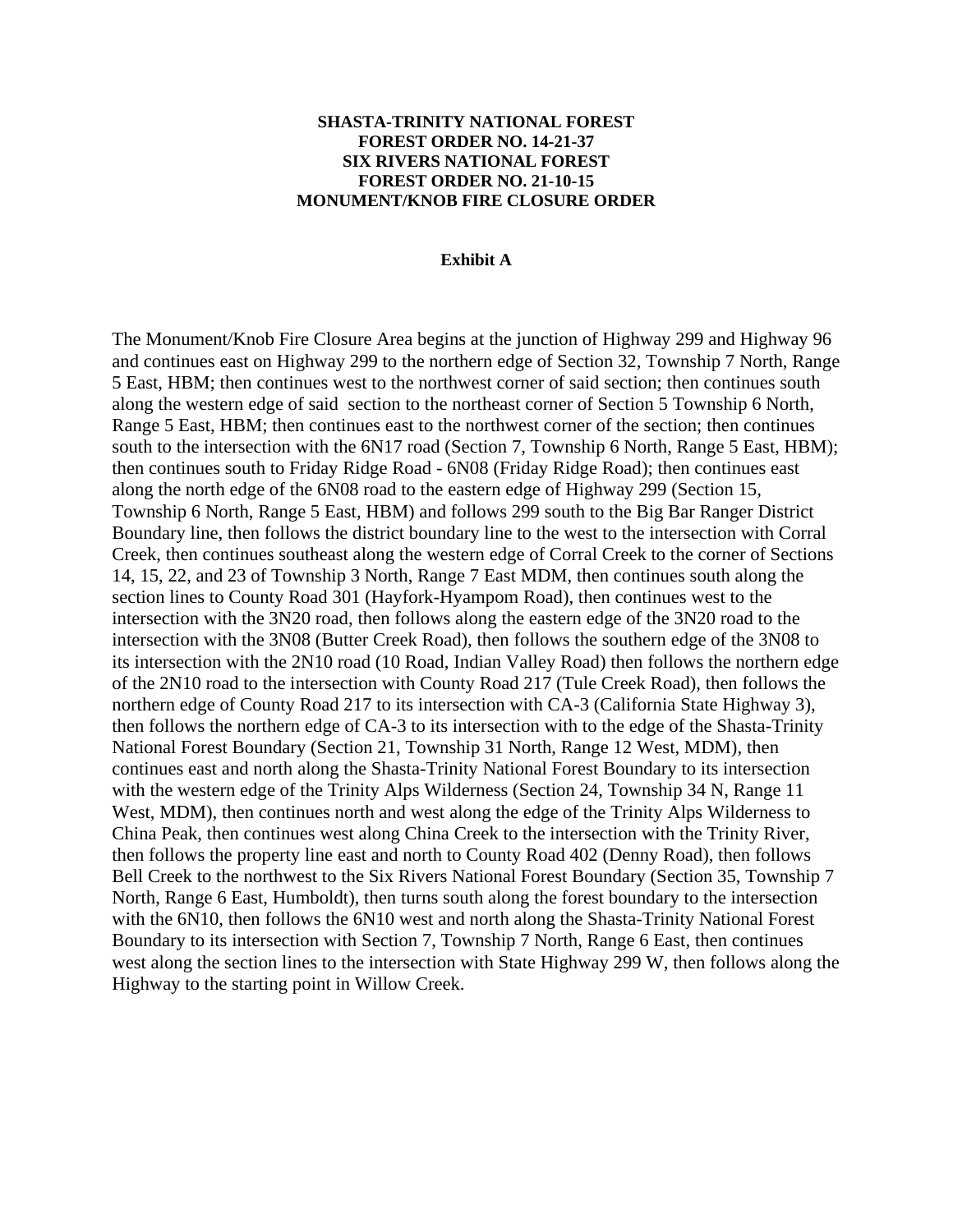**SHASTA-TRINITY NATIONAL FOREST**
**FOREST ORDER NO. 14-21-37**
**SIX RIVERS NATIONAL FOREST**
**FOREST ORDER NO. 21-10-15**
**MONUMENT/KNOB FIRE CLOSURE ORDER**

**Exhibit A**

The Monument/Knob Fire Closure Area begins at the junction of Highway 299 and Highway 96 and continues east on Highway 299 to the northern edge of Section 32, Township 7 North, Range 5 East, HBM; then continues west to the northwest corner of said section; then continues south along the western edge of said section to the northeast corner of Section 5 Township 6 North, Range 5 East, HBM; then continues east to the northwest corner of the section; then continues south to the intersection with the 6N17 road (Section 7, Township 6 North, Range 5 East, HBM); then continues south to Friday Ridge Road - 6N08 (Friday Ridge Road); then continues east along the north edge of the 6N08 road to the eastern edge of Highway 299 (Section 15, Township 6 North, Range 5 East, HBM) and follows 299 south to the Big Bar Ranger District Boundary line, then follows the district boundary line to the west to the intersection with Corral Creek, then continues southeast along the western edge of Corral Creek to the corner of Sections 14, 15, 22, and 23 of Township 3 North, Range 7 East MDM, then continues south along the section lines to County Road 301 (Hayfork-Hyampom Road), then continues west to the intersection with the 3N20 road, then follows along the eastern edge of the 3N20 road to the intersection with the 3N08 (Butter Creek Road), then follows the southern edge of the 3N08 to its intersection with the 2N10 road (10 Road, Indian Valley Road) then follows the northern edge of the 2N10 road to the intersection with County Road 217 (Tule Creek Road), then follows the northern edge of County Road 217 to its intersection with CA-3 (California State Highway 3), then follows the northern edge of CA-3 to its intersection with to the edge of the Shasta-Trinity National Forest Boundary (Section 21, Township 31 North, Range 12 West, MDM), then continues east and north along the Shasta-Trinity National Forest Boundary to its intersection with the western edge of the Trinity Alps Wilderness (Section 24, Township 34 N, Range 11 West, MDM), then continues north and west along the edge of the Trinity Alps Wilderness to China Peak, then continues west along China Creek to the intersection with the Trinity River, then follows the property line east and north to County Road 402 (Denny Road), then follows Bell Creek to the northwest to the Six Rivers National Forest Boundary (Section 35, Township 7 North, Range 6 East, Humboldt), then turns south along the forest boundary to the intersection with the 6N10, then follows the 6N10 west and north along the Shasta-Trinity National Forest Boundary to its intersection with Section 7, Township 7 North, Range 6 East, then continues west along the section lines to the intersection with State Highway 299 W, then follows along the Highway to the starting point in Willow Creek.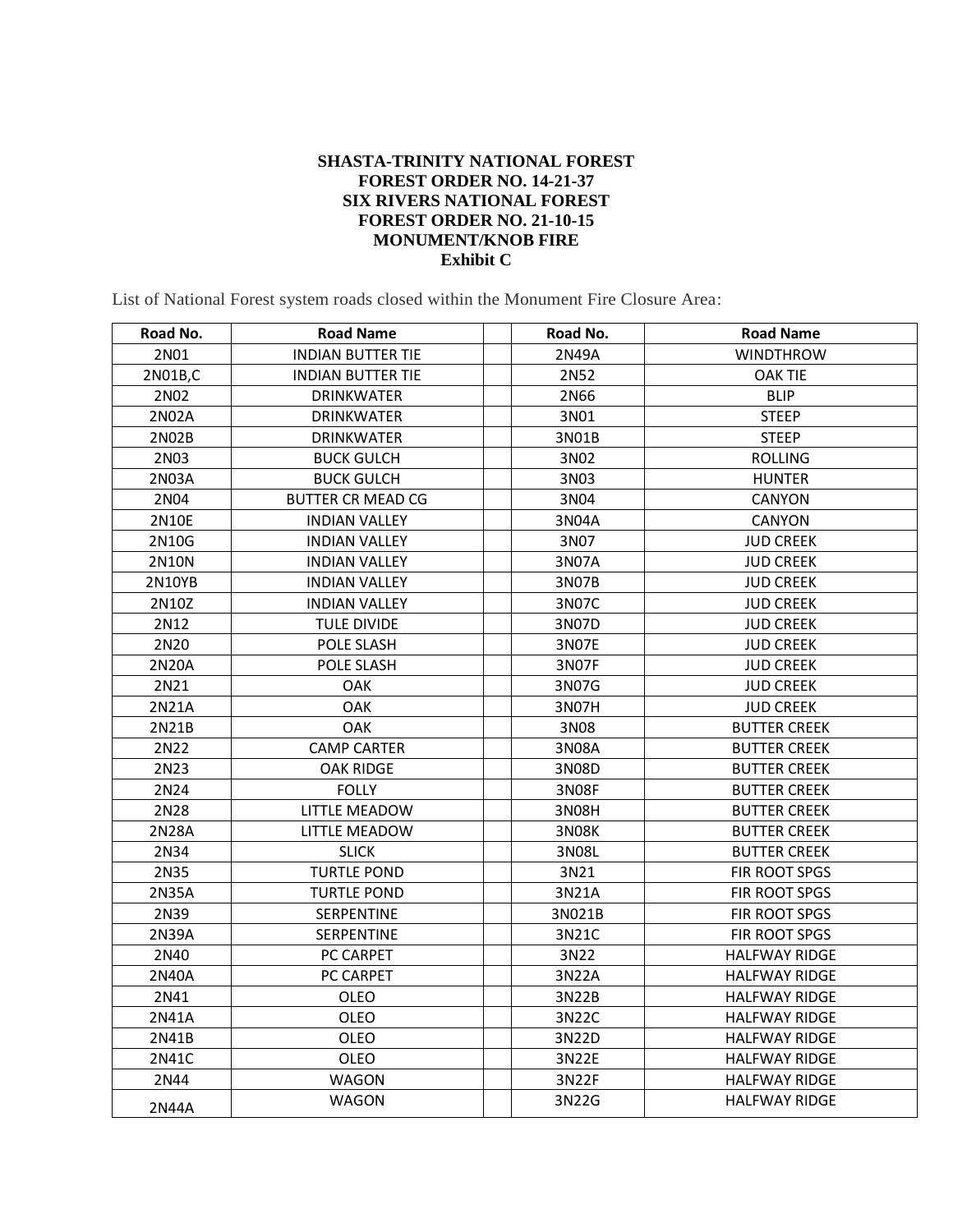**SHASTA-TRINITY NATIONAL FOREST**
**FOREST ORDER NO. 14-21-37**
**SIX RIVERS NATIONAL FOREST**
**FOREST ORDER NO. 21-10-15**
**MONUMENT/KNOB FIRE**
**Exhibit C**

List of National Forest system roads closed within the Monument Fire Closure Area:

| Road No. | Road Name | | Road No. | Road Name |
|---|---|---|---|---|
| 2N01 | INDIAN BUTTER TIE | | 2N49A | WINDTHROW |
| 2N01B,C | INDIAN BUTTER TIE | | 2N52 | OAK TIE |
| 2N02 | DRINKWATER | | 2N66 | BLIP |
| 2N02A | DRINKWATER | | 3N01 | STEEP |
| 2N02B | DRINKWATER | | 3N01B | STEEP |
| 2N03 | BUCK GULCH | | 3N02 | ROLLING |
| 2N03A | BUCK GULCH | | 3N03 | HUNTER |
| 2N04 | BUTTER CR MEAD CG | | 3N04 | CANYON |
| 2N10E | INDIAN VALLEY | | 3N04A | CANYON |
| 2N10G | INDIAN VALLEY | | 3N07 | JUD CREEK |
| 2N10N | INDIAN VALLEY | | 3N07A | JUD CREEK |
| 2N10YB | INDIAN VALLEY | | 3N07B | JUD CREEK |
| 2N10Z | INDIAN VALLEY | | 3N07C | JUD CREEK |
| 2N12 | TULE DIVIDE | | 3N07D | JUD CREEK |
| 2N20 | POLE SLASH | | 3N07E | JUD CREEK |
| 2N20A | POLE SLASH | | 3N07F | JUD CREEK |
| 2N21 | OAK | | 3N07G | JUD CREEK |
| 2N21A | OAK | | 3N07H | JUD CREEK |
| 2N21B | OAK | | 3N08 | BUTTER CREEK |
| 2N22 | CAMP CARTER | | 3N08A | BUTTER CREEK |
| 2N23 | OAK RIDGE | | 3N08D | BUTTER CREEK |
| 2N24 | FOLLY | | 3N08F | BUTTER CREEK |
| 2N28 | LITTLE MEADOW | | 3N08H | BUTTER CREEK |
| 2N28A | LITTLE MEADOW | | 3N08K | BUTTER CREEK |
| 2N34 | SLICK | | 3N08L | BUTTER CREEK |
| 2N35 | TURTLE POND | | 3N21 | FIR ROOT SPGS |
| 2N35A | TURTLE POND | | 3N21A | FIR ROOT SPGS |
| 2N39 | SERPENTINE | | 3N021B | FIR ROOT SPGS |
| 2N39A | SERPENTINE | | 3N21C | FIR ROOT SPGS |
| 2N40 | PC CARPET | | 3N22 | HALFWAY RIDGE |
| 2N40A | PC CARPET | | 3N22A | HALFWAY RIDGE |
| 2N41 | OLEO | | 3N22B | HALFWAY RIDGE |
| 2N41A | OLEO | | 3N22C | HALFWAY RIDGE |
| 2N41B | OLEO | | 3N22D | HALFWAY RIDGE |
| 2N41C | OLEO | | 3N22E | HALFWAY RIDGE |
| 2N44 | WAGON | | 3N22F | HALFWAY RIDGE |
| 2N44A | WAGON | | 3N22G | HALFWAY RIDGE |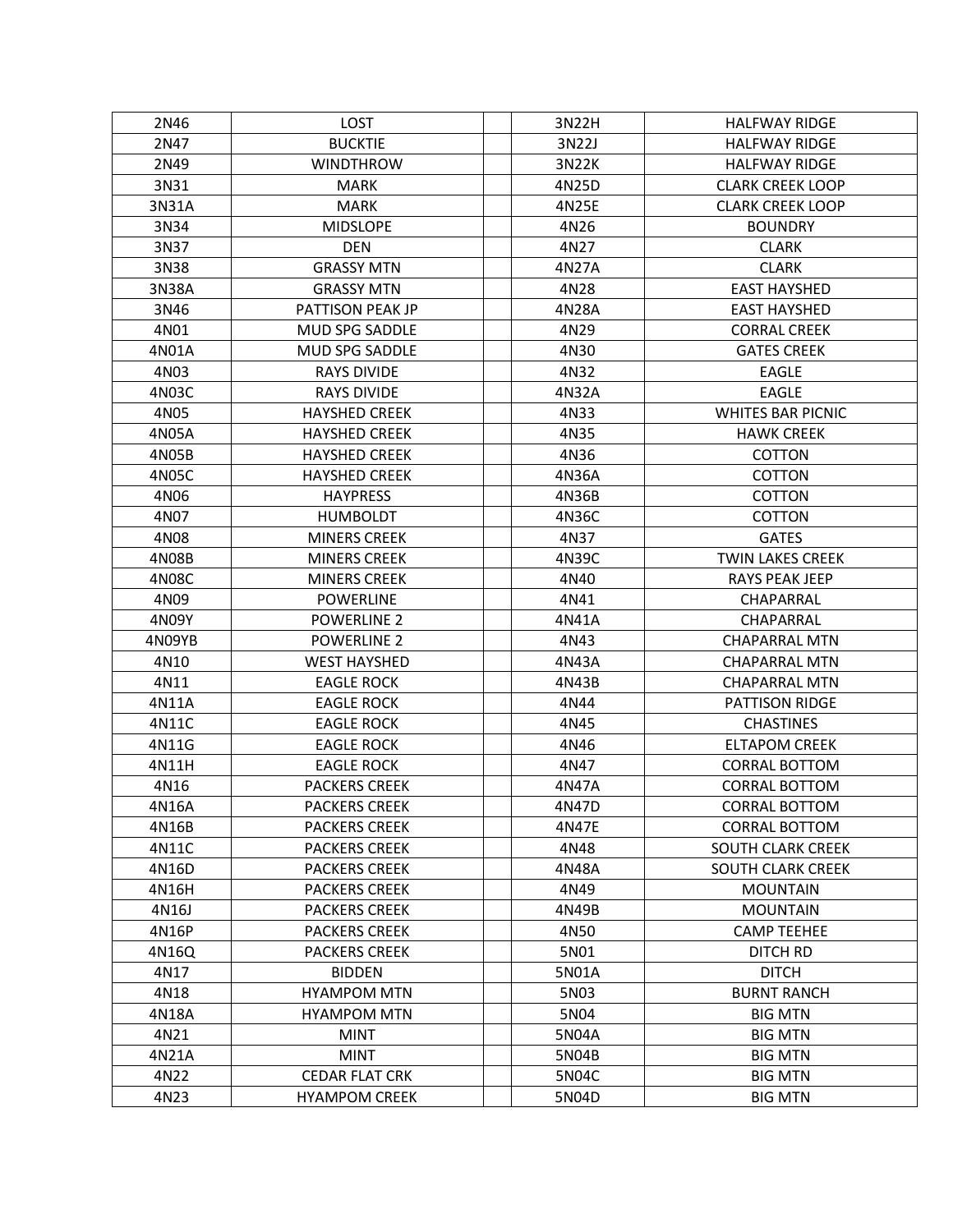| 2N46 | LOST | | 3N22H | HALFWAY RIDGE |
|---|---|---|---|---|
| 2N47 | BUCKTIE | | 3N22J | HALFWAY RIDGE |
| 2N49 | WINDTHROW | | 3N22K | HALFWAY RIDGE |
| 3N31 | MARK | | 4N25D | CLARK CREEK LOOP |
| 3N31A | MARK | | 4N25E | CLARK CREEK LOOP |
| 3N34 | MIDSLOPE | | 4N26 | BOUNDRY |
| 3N37 | DEN | | 4N27 | CLARK |
| 3N38 | GRASSY MTN | | 4N27A | CLARK |
| 3N38A | GRASSY MTN | | 4N28 | EAST HAYSHED |
| 3N46 | PATTISON PEAK JP | | 4N28A | EAST HAYSHED |
| 4N01 | MUD SPG SADDLE | | 4N29 | CORRAL CREEK |
| 4N01A | MUD SPG SADDLE | | 4N30 | GATES CREEK |
| 4N03 | RAYS DIVIDE | | 4N32 | EAGLE |
| 4N03C | RAYS DIVIDE | | 4N32A | EAGLE |
| 4N05 | HAYSHED CREEK | | 4N33 | WHITES BAR PICNIC |
| 4N05A | HAYSHED CREEK | | 4N35 | HAWK CREEK |
| 4N05B | HAYSHED CREEK | | 4N36 | COTTON |
| 4N05C | HAYSHED CREEK | | 4N36A | COTTON |
| 4N06 | HAYPRESS | | 4N36B | COTTON |
| 4N07 | HUMBOLDT | | 4N36C | COTTON |
| 4N08 | MINERS CREEK | | 4N37 | GATES |
| 4N08B | MINERS CREEK | | 4N39C | TWIN LAKES CREEK |
| 4N08C | MINERS CREEK | | 4N40 | RAYS PEAK JEEP |
| 4N09 | POWERLINE | | 4N41 | CHAPARRAL |
| 4N09Y | POWERLINE 2 | | 4N41A | CHAPARRAL |
| 4N09YB | POWERLINE 2 | | 4N43 | CHAPARRAL MTN |
| 4N10 | WEST HAYSHED | | 4N43A | CHAPARRAL MTN |
| 4N11 | EAGLE ROCK | | 4N43B | CHAPARRAL MTN |
| 4N11A | EAGLE ROCK | | 4N44 | PATTISON RIDGE |
| 4N11C | EAGLE ROCK | | 4N45 | CHASTINES |
| 4N11G | EAGLE ROCK | | 4N46 | ELTAPOM CREEK |
| 4N11H | EAGLE ROCK | | 4N47 | CORRAL BOTTOM |
| 4N16 | PACKERS CREEK | | 4N47A | CORRAL BOTTOM |
| 4N16A | PACKERS CREEK | | 4N47D | CORRAL BOTTOM |
| 4N16B | PACKERS CREEK | | 4N47E | CORRAL BOTTOM |
| 4N11C | PACKERS CREEK | | 4N48 | SOUTH CLARK CREEK |
| 4N16D | PACKERS CREEK | | 4N48A | SOUTH CLARK CREEK |
| 4N16H | PACKERS CREEK | | 4N49 | MOUNTAIN |
| 4N16J | PACKERS CREEK | | 4N49B | MOUNTAIN |
| 4N16P | PACKERS CREEK | | 4N50 | CAMP TEEHEE |
| 4N16Q | PACKERS CREEK | | 5N01 | DITCH RD |
| 4N17 | BIDDEN | | 5N01A | DITCH |
| 4N18 | HYAMPOM MTN | | 5N03 | BURNT RANCH |
| 4N18A | HYAMPOM MTN | | 5N04 | BIG MTN |
| 4N21 | MINT | | 5N04A | BIG MTN |
| 4N21A | MINT | | 5N04B | BIG MTN |
| 4N22 | CEDAR FLAT CRK | | 5N04C | BIG MTN |
| 4N23 | HYAMPOM CREEK | | 5N04D | BIG MTN |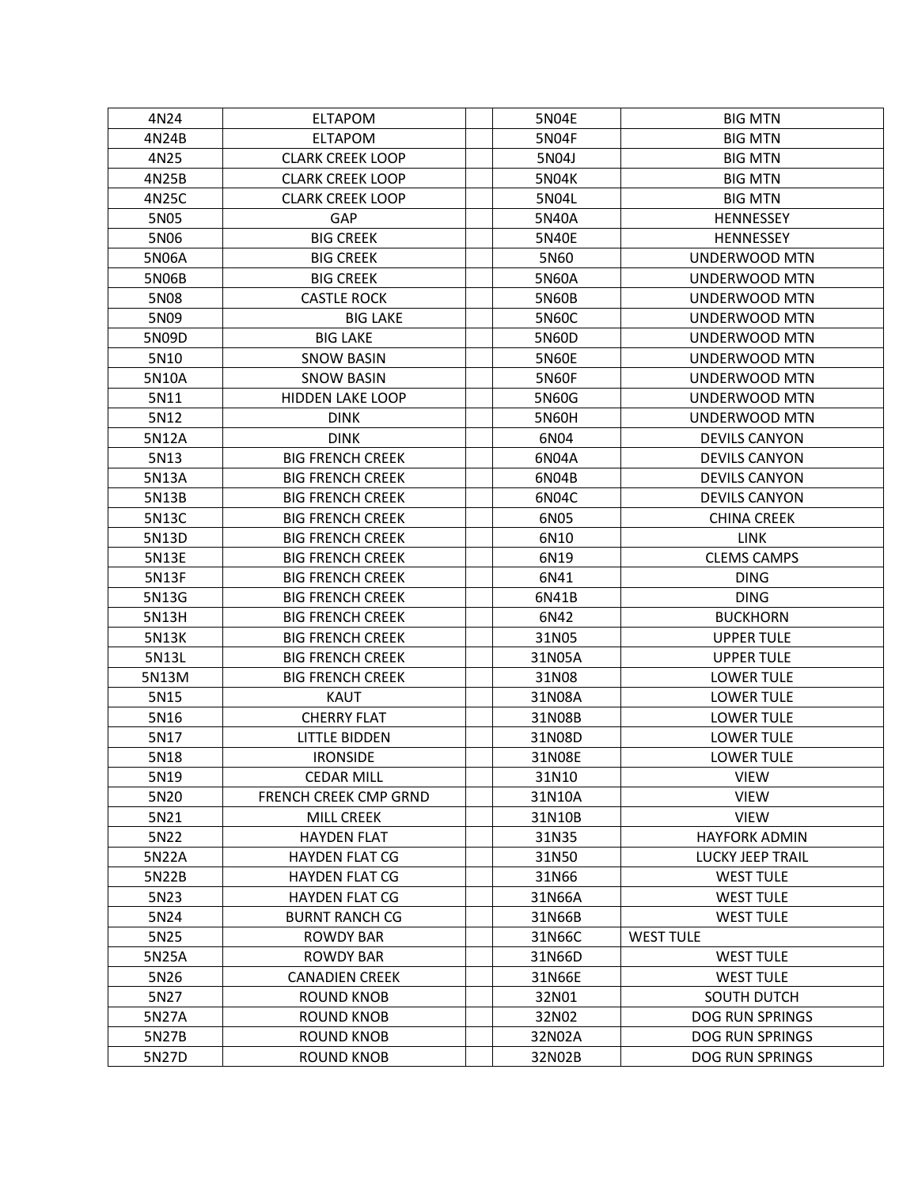| 4N24 | ELTAPOM | | 5N04E | BIG MTN |
|---|---|---|---|---|
| 4N24B | ELTAPOM | | 5N04F | BIG MTN |
| 4N25 | CLARK CREEK LOOP | | 5N04J | BIG MTN |
| 4N25B | CLARK CREEK LOOP | | 5N04K | BIG MTN |
| 4N25C | CLARK CREEK LOOP | | 5N04L | BIG MTN |
| 5N05 | GAP | | 5N40A | HENNESSEY |
| 5N06 | BIG CREEK | | 5N40E | HENNESSEY |
| 5N06A | BIG CREEK | | 5N60 | UNDERWOOD MTN |
| 5N06B | BIG CREEK | | 5N60A | UNDERWOOD MTN |
| 5N08 | CASTLE ROCK | | 5N60B | UNDERWOOD MTN |
| 5N09 | BIG LAKE | | 5N60C | UNDERWOOD MTN |
| 5N09D | BIG LAKE | | 5N60D | UNDERWOOD MTN |
| 5N10 | SNOW BASIN | | 5N60E | UNDERWOOD MTN |
| 5N10A | SNOW BASIN | | 5N60F | UNDERWOOD MTN |
| 5N11 | HIDDEN LAKE LOOP | | 5N60G | UNDERWOOD MTN |
| 5N12 | DINK | | 5N60H | UNDERWOOD MTN |
| 5N12A | DINK | | 6N04 | DEVILS CANYON |
| 5N13 | BIG FRENCH CREEK | | 6N04A | DEVILS CANYON |
| 5N13A | BIG FRENCH CREEK | | 6N04B | DEVILS CANYON |
| 5N13B | BIG FRENCH CREEK | | 6N04C | DEVILS CANYON |
| 5N13C | BIG FRENCH CREEK | | 6N05 | CHINA CREEK |
| 5N13D | BIG FRENCH CREEK | | 6N10 | LINK |
| 5N13E | BIG FRENCH CREEK | | 6N19 | CLEMS CAMPS |
| 5N13F | BIG FRENCH CREEK | | 6N41 | DING |
| 5N13G | BIG FRENCH CREEK | | 6N41B | DING |
| 5N13H | BIG FRENCH CREEK | | 6N42 | BUCKHORN |
| 5N13K | BIG FRENCH CREEK | | 31N05 | UPPER TULE |
| 5N13L | BIG FRENCH CREEK | | 31N05A | UPPER TULE |
| 5N13M | BIG FRENCH CREEK | | 31N08 | LOWER TULE |
| 5N15 | KAUT | | 31N08A | LOWER TULE |
| 5N16 | CHERRY FLAT | | 31N08B | LOWER TULE |
| 5N17 | LITTLE BIDDEN | | 31N08D | LOWER TULE |
| 5N18 | IRONSIDE | | 31N08E | LOWER TULE |
| 5N19 | CEDAR MILL | | 31N10 | VIEW |
| 5N20 | FRENCH CREEK CMP GRND | | 31N10A | VIEW |
| 5N21 | MILL CREEK | | 31N10B | VIEW |
| 5N22 | HAYDEN FLAT | | 31N35 | HAYFORK ADMIN |
| 5N22A | HAYDEN FLAT CG | | 31N50 | LUCKY JEEP TRAIL |
| 5N22B | HAYDEN FLAT CG | | 31N66 | WEST TULE |
| 5N23 | HAYDEN FLAT CG | | 31N66A | WEST TULE |
| 5N24 | BURNT RANCH CG | | 31N66B | WEST TULE |
| 5N25 | ROWDY BAR | | 31N66C | WEST TULE |
| 5N25A | ROWDY BAR | | 31N66D | WEST TULE |
| 5N26 | CANADIEN CREEK | | 31N66E | WEST TULE |
| 5N27 | ROUND KNOB | | 32N01 | SOUTH DUTCH |
| 5N27A | ROUND KNOB | | 32N02 | DOG RUN SPRINGS |
| 5N27B | ROUND KNOB | | 32N02A | DOG RUN SPRINGS |
| 5N27D | ROUND KNOB | | 32N02B | DOG RUN SPRINGS |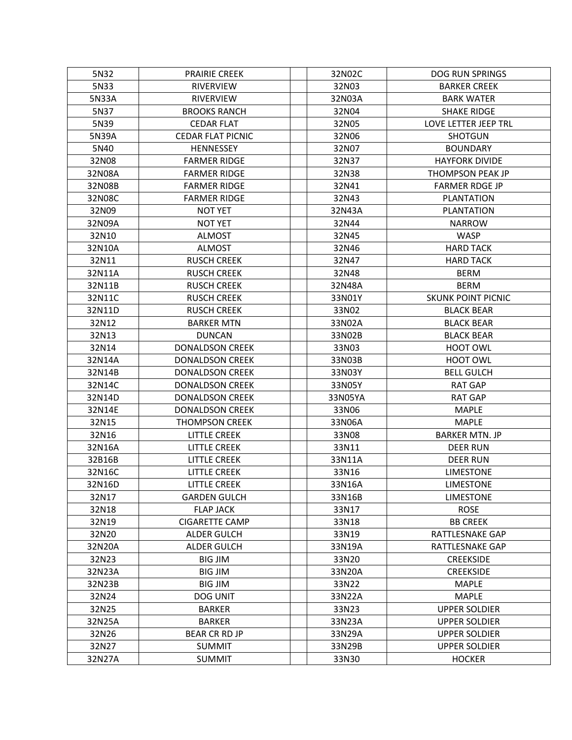| | | | | |
|---|---|---|---|---|
| 5N32 | PRAIRIE CREEK | | 32N02C | DOG RUN SPRINGS |
| 5N33 | RIVERVIEW | | 32N03 | BARKER CREEK |
| 5N33A | RIVERVIEW | | 32N03A | BARK WATER |
| 5N37 | BROOKS RANCH | | 32N04 | SHAKE RIDGE |
| 5N39 | CEDAR FLAT | | 32N05 | LOVE LETTER JEEP TRL |
| 5N39A | CEDAR FLAT PICNIC | | 32N06 | SHOTGUN |
| 5N40 | HENNESSEY | | 32N07 | BOUNDARY |
| 32N08 | FARMER RIDGE | | 32N37 | HAYFORK DIVIDE |
| 32N08A | FARMER RIDGE | | 32N38 | THOMPSON PEAK JP |
| 32N08B | FARMER RIDGE | | 32N41 | FARMER RDGE JP |
| 32N08C | FARMER RIDGE | | 32N43 | PLANTATION |
| 32N09 | NOT YET | | 32N43A | PLANTATION |
| 32N09A | NOT YET | | 32N44 | NARROW |
| 32N10 | ALMOST | | 32N45 | WASP |
| 32N10A | ALMOST | | 32N46 | HARD TACK |
| 32N11 | RUSCH CREEK | | 32N47 | HARD TACK |
| 32N11A | RUSCH CREEK | | 32N48 | BERM |
| 32N11B | RUSCH CREEK | | 32N48A | BERM |
| 32N11C | RUSCH CREEK | | 33N01Y | SKUNK POINT PICNIC |
| 32N11D | RUSCH CREEK | | 33N02 | BLACK BEAR |
| 32N12 | BARKER MTN | | 33N02A | BLACK BEAR |
| 32N13 | DUNCAN | | 33N02B | BLACK BEAR |
| 32N14 | DONALDSON CREEK | | 33N03 | HOOT OWL |
| 32N14A | DONALDSON CREEK | | 33N03B | HOOT OWL |
| 32N14B | DONALDSON CREEK | | 33N03Y | BELL GULCH |
| 32N14C | DONALDSON CREEK | | 33N05Y | RAT GAP |
| 32N14D | DONALDSON CREEK | | 33N05YA | RAT GAP |
| 32N14E | DONALDSON CREEK | | 33N06 | MAPLE |
| 32N15 | THOMPSON CREEK | | 33N06A | MAPLE |
| 32N16 | LITTLE CREEK | | 33N08 | BARKER MTN. JP |
| 32N16A | LITTLE CREEK | | 33N11 | DEER RUN |
| 32B16B | LITTLE CREEK | | 33N11A | DEER RUN |
| 32N16C | LITTLE CREEK | | 33N16 | LIMESTONE |
| 32N16D | LITTLE CREEK | | 33N16A | LIMESTONE |
| 32N17 | GARDEN GULCH | | 33N16B | LIMESTONE |
| 32N18 | FLAP JACK | | 33N17 | ROSE |
| 32N19 | CIGARETTE CAMP | | 33N18 | BB CREEK |
| 32N20 | ALDER GULCH | | 33N19 | RATTLESNAKE GAP |
| 32N20A | ALDER GULCH | | 33N19A | RATTLESNAKE GAP |
| 32N23 | BIG JIM | | 33N20 | CREEKSIDE |
| 32N23A | BIG JIM | | 33N20A | CREEKSIDE |
| 32N23B | BIG JIM | | 33N22 | MAPLE |
| 32N24 | DOG UNIT | | 33N22A | MAPLE |
| 32N25 | BARKER | | 33N23 | UPPER SOLDIER |
| 32N25A | BARKER | | 33N23A | UPPER SOLDIER |
| 32N26 | BEAR CR RD JP | | 33N29A | UPPER SOLDIER |
| 32N27 | SUMMIT | | 33N29B | UPPER SOLDIER |
| 32N27A | SUMMIT | | 33N30 | HOCKER |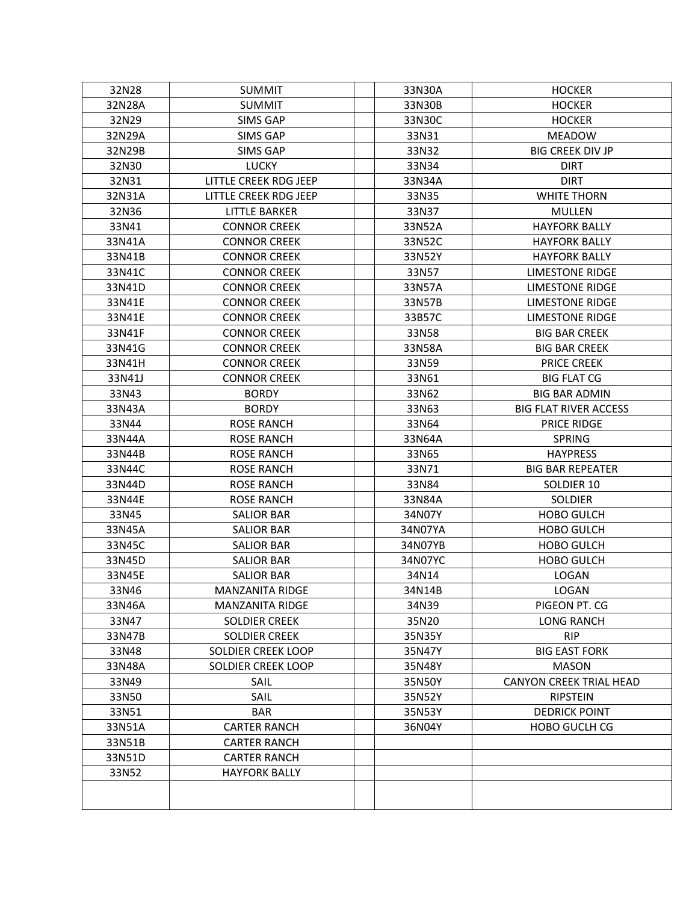| 32N28 | SUMMIT | | 33N30A | HOCKER |
|---|---|---|---|---|
| 32N28A | SUMMIT | | 33N30B | HOCKER |
| 32N29 | SIMS GAP | | 33N30C | HOCKER |
| 32N29A | SIMS GAP | | 33N31 | MEADOW |
| 32N29B | SIMS GAP | | 33N32 | BIG CREEK DIV JP |
| 32N30 | LUCKY | | 33N34 | DIRT |
| 32N31 | LITTLE CREEK RDG JEEP | | 33N34A | DIRT |
| 32N31A | LITTLE CREEK RDG JEEP | | 33N35 | WHITE THORN |
| 32N36 | LITTLE BARKER | | 33N37 | MULLEN |
| 33N41 | CONNOR CREEK | | 33N52A | HAYFORK BALLY |
| 33N41A | CONNOR CREEK | | 33N52C | HAYFORK BALLY |
| 33N41B | CONNOR CREEK | | 33N52Y | HAYFORK BALLY |
| 33N41C | CONNOR CREEK | | 33N57 | LIMESTONE RIDGE |
| 33N41D | CONNOR CREEK | | 33N57A | LIMESTONE RIDGE |
| 33N41E | CONNOR CREEK | | 33N57B | LIMESTONE RIDGE |
| 33N41E | CONNOR CREEK | | 33B57C | LIMESTONE RIDGE |
| 33N41F | CONNOR CREEK | | 33N58 | BIG BAR CREEK |
| 33N41G | CONNOR CREEK | | 33N58A | BIG BAR CREEK |
| 33N41H | CONNOR CREEK | | 33N59 | PRICE CREEK |
| 33N41J | CONNOR CREEK | | 33N61 | BIG FLAT CG |
| 33N43 | BORDY | | 33N62 | BIG BAR ADMIN |
| 33N43A | BORDY | | 33N63 | BIG FLAT RIVER ACCESS |
| 33N44 | ROSE RANCH | | 33N64 | PRICE RIDGE |
| 33N44A | ROSE RANCH | | 33N64A | SPRING |
| 33N44B | ROSE RANCH | | 33N65 | HAYPRESS |
| 33N44C | ROSE RANCH | | 33N71 | BIG BAR REPEATER |
| 33N44D | ROSE RANCH | | 33N84 | SOLDIER 10 |
| 33N44E | ROSE RANCH | | 33N84A | SOLDIER |
| 33N45 | SALIOR BAR | | 34N07Y | HOBO GULCH |
| 33N45A | SALIOR BAR | | 34N07YA | HOBO GULCH |
| 33N45C | SALIOR BAR | | 34N07YB | HOBO GULCH |
| 33N45D | SALIOR BAR | | 34N07YC | HOBO GULCH |
| 33N45E | SALIOR BAR | | 34N14 | LOGAN |
| 33N46 | MANZANITA RIDGE | | 34N14B | LOGAN |
| 33N46A | MANZANITA RIDGE | | 34N39 | PIGEON PT. CG |
| 33N47 | SOLDIER CREEK | | 35N20 | LONG RANCH |
| 33N47B | SOLDIER CREEK | | 35N35Y | RIP |
| 33N48 | SOLDIER CREEK LOOP | | 35N47Y | BIG EAST FORK |
| 33N48A | SOLDIER CREEK LOOP | | 35N48Y | MASON |
| 33N49 | SAIL | | 35N50Y | CANYON CREEK TRIAL HEAD |
| 33N50 | SAIL | | 35N52Y | RIPSTEIN |
| 33N51 | BAR | | 35N53Y | DEDRICK POINT |
| 33N51A | CARTER RANCH | | 36N04Y | HOBO GUCLH CG |
| 33N51B | CARTER RANCH | | | |
| 33N51D | CARTER RANCH | | | |
| 33N52 | HAYFORK BALLY | | | |
| | | | | |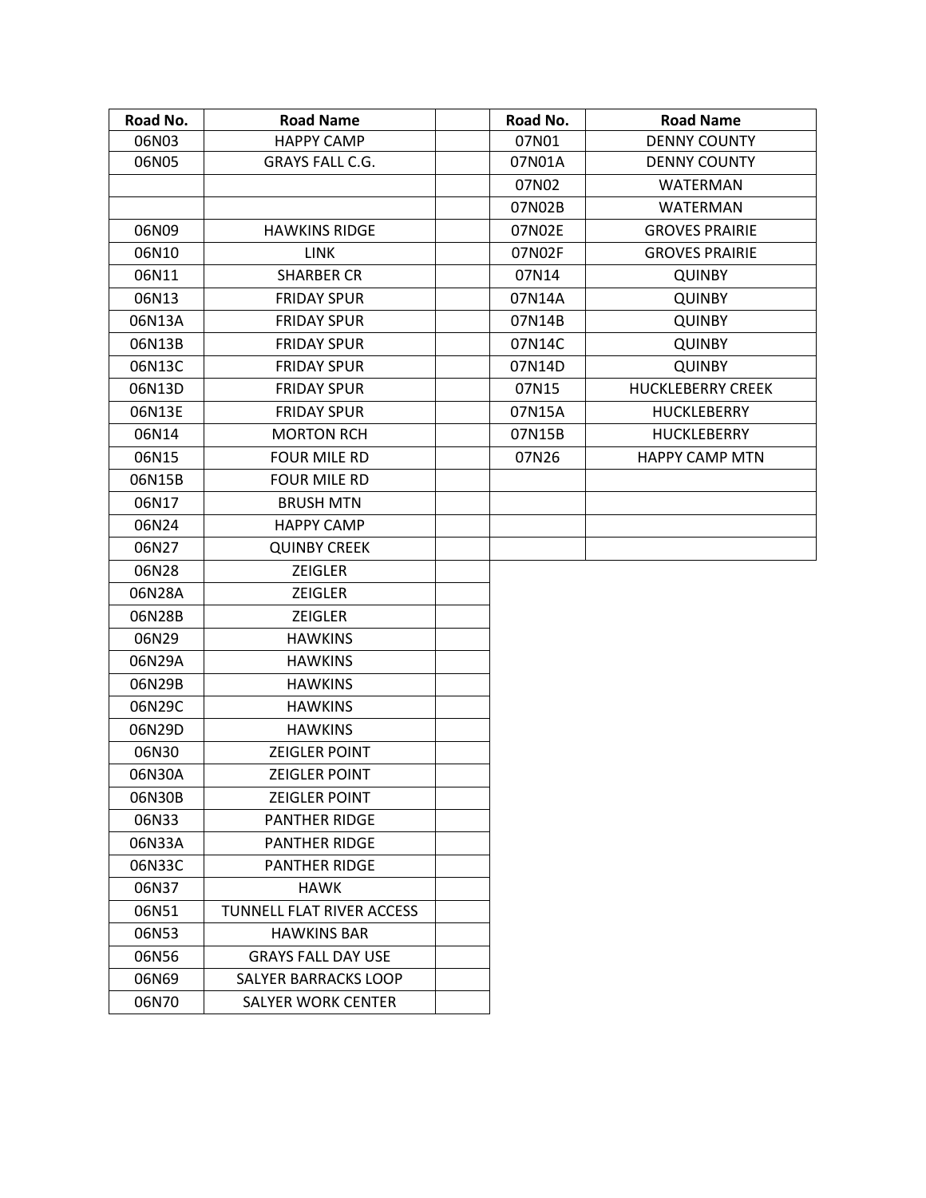| Road No. | Road Name | | Road No. | Road Name |
|---|---|---|---|---|
| 06N03 | HAPPY CAMP | | 07N01 | DENNY COUNTY |
| 06N05 | GRAYS FALL C.G. | | 07N01A | DENNY COUNTY |
| | | | 07N02 | WATERMAN |
| | | | 07N02B | WATERMAN |
| 06N09 | HAWKINS RIDGE | | 07N02E | GROVES PRAIRIE |
| 06N10 | LINK | | 07N02F | GROVES PRAIRIE |
| 06N11 | SHARBER CR | | 07N14 | QUINBY |
| 06N13 | FRIDAY SPUR | | 07N14A | QUINBY |
| 06N13A | FRIDAY SPUR | | 07N14B | QUINBY |
| 06N13B | FRIDAY SPUR | | 07N14C | QUINBY |
| 06N13C | FRIDAY SPUR | | 07N14D | QUINBY |
| 06N13D | FRIDAY SPUR | | 07N15 | HUCKLEBERRY CREEK |
| 06N13E | FRIDAY SPUR | | 07N15A | HUCKLEBERRY |
| 06N14 | MORTON RCH | | 07N15B | HUCKLEBERRY |
| 06N15 | FOUR MILE RD | | 07N26 | HAPPY CAMP MTN |
| 06N15B | FOUR MILE RD | | | |
| 06N17 | BRUSH MTN | | | |
| 06N24 | HAPPY CAMP | | | |
| 06N27 | QUINBY CREEK | | | |
| 06N28 | ZEIGLER | | | |
| 06N28A | ZEIGLER | | | |
| 06N28B | ZEIGLER | | | |
| 06N29 | HAWKINS | | | |
| 06N29A | HAWKINS | | | |
| 06N29B | HAWKINS | | | |
| 06N29C | HAWKINS | | | |
| 06N29D | HAWKINS | | | |
| 06N30 | ZEIGLER POINT | | | |
| 06N30A | ZEIGLER POINT | | | |
| 06N30B | ZEIGLER POINT | | | |
| 06N33 | PANTHER RIDGE | | | |
| 06N33A | PANTHER RIDGE | | | |
| 06N33C | PANTHER RIDGE | | | |
| 06N37 | HAWK | | | |
| 06N51 | TUNNELL FLAT RIVER ACCESS | | | |
| 06N53 | HAWKINS BAR | | | |
| 06N56 | GRAYS FALL DAY USE | | | |
| 06N69 | SALYER BARRACKS LOOP | | | |
| 06N70 | SALYER WORK CENTER | | | |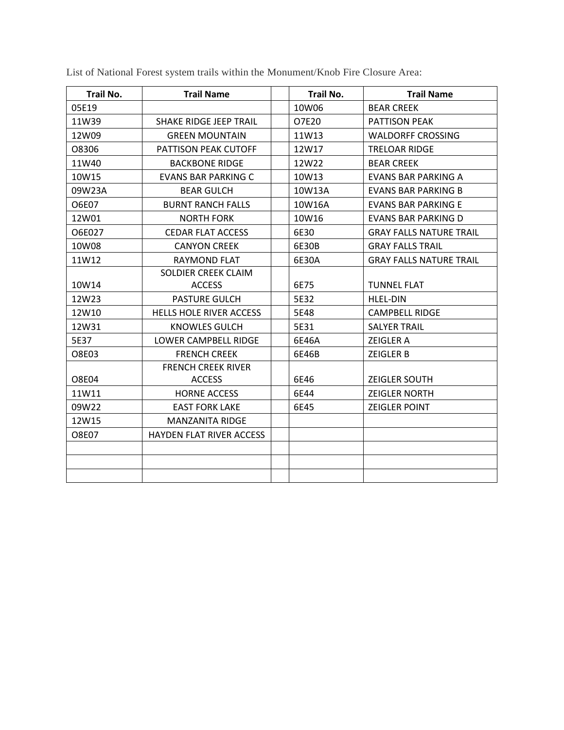List of National Forest system trails within the Monument/Knob Fire Closure Area:

| Trail No. | Trail Name | | Trail No. | Trail Name |
|---|---|---|---|---|
| 05E19 | | | 10W06 | BEAR CREEK |
| 11W39 | SHAKE RIDGE JEEP TRAIL | | O7E20 | PATTISON PEAK |
| 12W09 | GREEN MOUNTAIN | | 11W13 | WALDORFF CROSSING |
| O8306 | PATTISON PEAK CUTOFF | | 12W17 | TRELOAR RIDGE |
| 11W40 | BACKBONE RIDGE | | 12W22 | BEAR CREEK |
| 10W15 | EVANS BAR PARKING C | | 10W13 | EVANS BAR PARKING A |
| 09W23A | BEAR GULCH | | 10W13A | EVANS BAR PARKING B |
| O6E07 | BURNT RANCH FALLS | | 10W16A | EVANS BAR PARKING E |
| 12W01 | NORTH FORK | | 10W16 | EVANS BAR PARKING D |
| O6E027 | CEDAR FLAT ACCESS | | 6E30 | GRAY FALLS NATURE TRAIL |
| 10W08 | CANYON CREEK | | 6E30B | GRAY FALLS TRAIL |
| 11W12 | RAYMOND FLAT | | 6E30A | GRAY FALLS NATURE TRAIL |
| 10W14 | SOLDIER CREEK CLAIM ACCESS | | 6E75 | TUNNEL FLAT |
| 12W23 | PASTURE GULCH | | 5E32 | HLEL-DIN |
| 12W10 | HELLS HOLE RIVER ACCESS | | 5E48 | CAMPBELL RIDGE |
| 12W31 | KNOWLES GULCH | | 5E31 | SALYER TRAIL |
| 5E37 | LOWER CAMPBELL RIDGE | | 6E46A | ZEIGLER A |
| O8E03 | FRENCH CREEK | | 6E46B | ZEIGLER B |
| O8E04 | FRENCH CREEK RIVER ACCESS | | 6E46 | ZEIGLER SOUTH |
| 11W11 | HORNE ACCESS | | 6E44 | ZEIGLER NORTH |
| 09W22 | EAST FORK LAKE | | 6E45 | ZEIGLER POINT |
| 12W15 | MANZANITA RIDGE | | | |
| O8E07 | HAYDEN FLAT RIVER ACCESS | | | |
| | | | | |
| | | | | |
| | | | | |